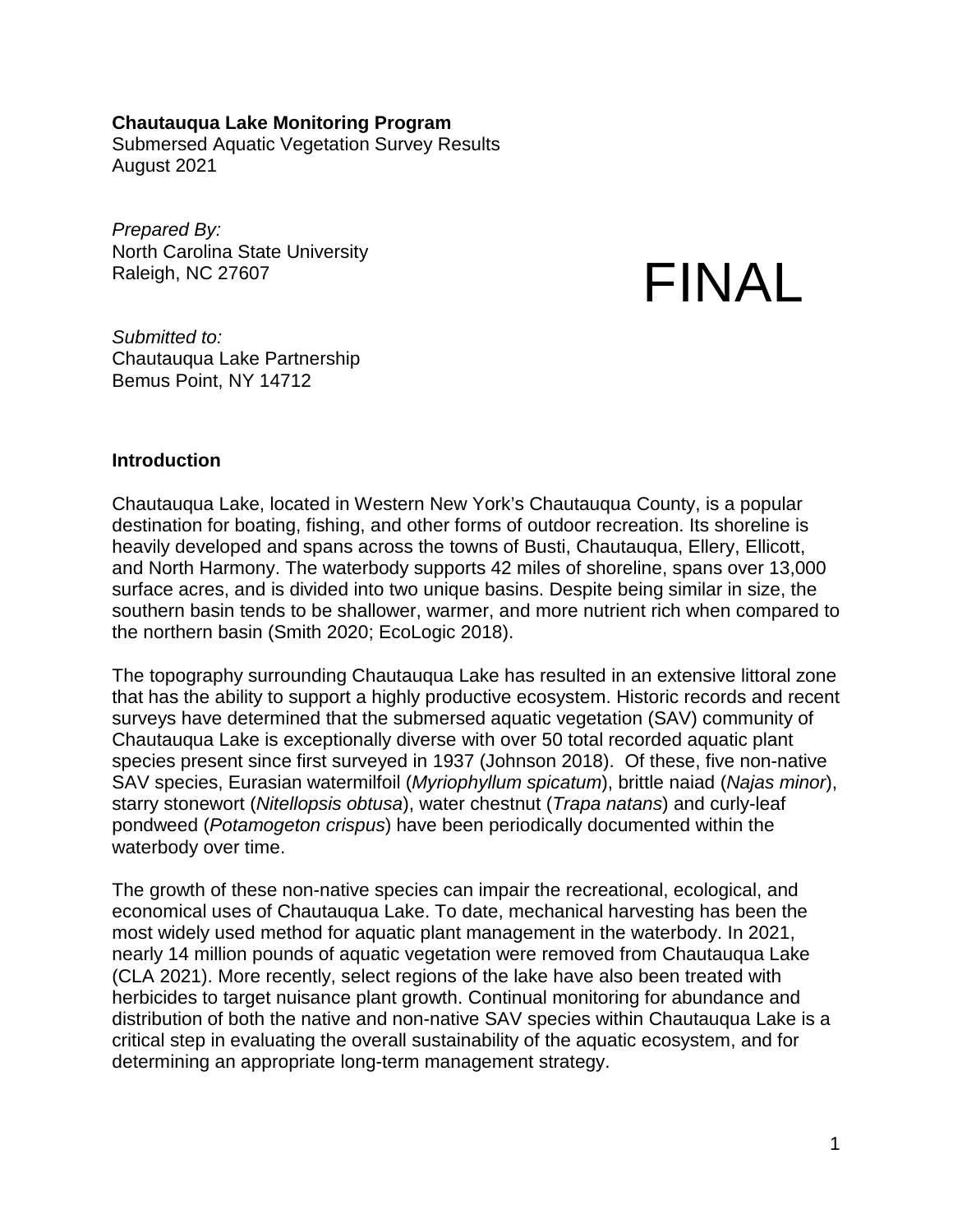**Chautauqua Lake Monitoring Program**
Submersed Aquatic Vegetation Survey Results
August 2021

*Prepared By:*
North Carolina State University
Raleigh, NC 27607

FINAL

*Submitted to:*
Chautauqua Lake Partnership
Bemus Point, NY 14712

## Introduction

Chautauqua Lake, located in Western New York's Chautauqua County, is a popular destination for boating, fishing, and other forms of outdoor recreation. Its shoreline is heavily developed and spans across the towns of Busti, Chautauqua, Ellery, Ellicott, and North Harmony. The waterbody supports 42 miles of shoreline, spans over 13,000 surface acres, and is divided into two unique basins. Despite being similar in size, the southern basin tends to be shallower, warmer, and more nutrient rich when compared to the northern basin (Smith 2020; EcoLogic 2018).

The topography surrounding Chautauqua Lake has resulted in an extensive littoral zone that has the ability to support a highly productive ecosystem. Historic records and recent surveys have determined that the submersed aquatic vegetation (SAV) community of Chautauqua Lake is exceptionally diverse with over 50 total recorded aquatic plant species present since first surveyed in 1937 (Johnson 2018). Of these, five non-native SAV species, Eurasian watermilfoil (*Myriophyllum spicatum*), brittle naiad (*Najas minor*), starry stonewort (*Nitellopsis obtusa*), water chestnut (*Trapa natans*) and curly-leaf pondweed (*Potamogeton crispus*) have been periodically documented within the waterbody over time.

The growth of these non-native species can impair the recreational, ecological, and economical uses of Chautauqua Lake. To date, mechanical harvesting has been the most widely used method for aquatic plant management in the waterbody. In 2021, nearly 14 million pounds of aquatic vegetation were removed from Chautauqua Lake (CLA 2021). More recently, select regions of the lake have also been treated with herbicides to target nuisance plant growth. Continual monitoring for abundance and distribution of both the native and non-native SAV species within Chautauqua Lake is a critical step in evaluating the overall sustainability of the aquatic ecosystem, and for determining an appropriate long-term management strategy.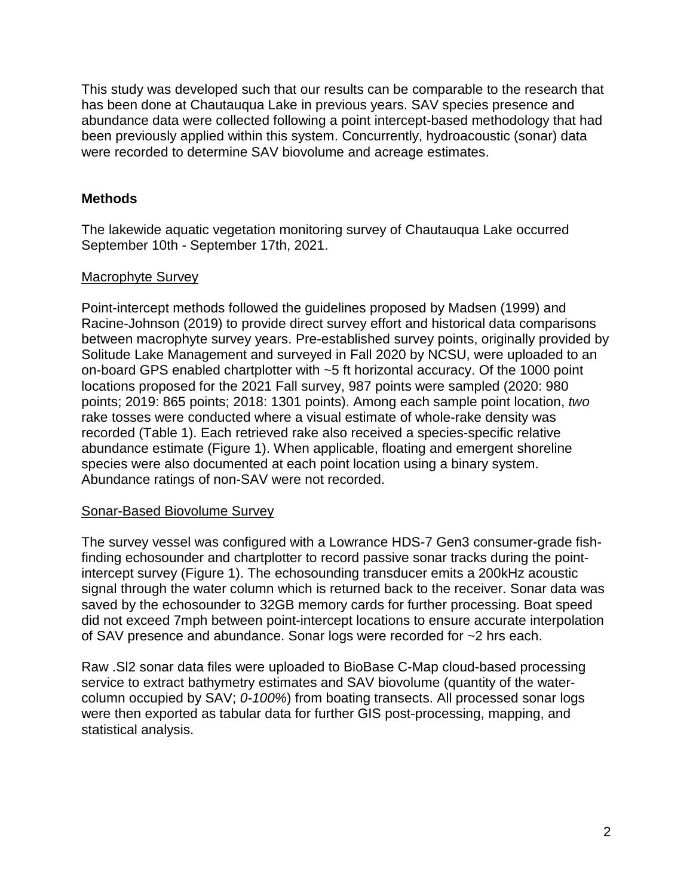This study was developed such that our results can be comparable to the research that has been done at Chautauqua Lake in previous years. SAV species presence and abundance data were collected following a point intercept-based methodology that had been previously applied within this system. Concurrently, hydroacoustic (sonar) data were recorded to determine SAV biovolume and acreage estimates.

## Methods

The lakewide aquatic vegetation monitoring survey of Chautauqua Lake occurred September 10th - September 17th, 2021.

### Macrophyte Survey

Point-intercept methods followed the guidelines proposed by Madsen (1999) and Racine-Johnson (2019) to provide direct survey effort and historical data comparisons between macrophyte survey years. Pre-established survey points, originally provided by Solitude Lake Management and surveyed in Fall 2020 by NCSU, were uploaded to an on-board GPS enabled chartplotter with ~5 ft horizontal accuracy. Of the 1000 point locations proposed for the 2021 Fall survey, 987 points were sampled (2020: 980 points; 2019: 865 points; 2018: 1301 points). Among each sample point location, *two* rake tosses were conducted where a visual estimate of whole-rake density was recorded (Table 1). Each retrieved rake also received a species-specific relative abundance estimate (Figure 1). When applicable, floating and emergent shoreline species were also documented at each point location using a binary system. Abundance ratings of non-SAV were not recorded.

### Sonar-Based Biovolume Survey

The survey vessel was configured with a Lowrance HDS-7 Gen3 consumer-grade fish-finding echosounder and chartplotter to record passive sonar tracks during the point-intercept survey (Figure 1). The echosounding transducer emits a 200kHz acoustic signal through the water column which is returned back to the receiver. Sonar data was saved by the echosounder to 32GB memory cards for further processing. Boat speed did not exceed 7mph between point-intercept locations to ensure accurate interpolation of SAV presence and abundance. Sonar logs were recorded for ~2 hrs each.

Raw .Sl2 sonar data files were uploaded to BioBase C-Map cloud-based processing service to extract bathymetry estimates and SAV biovolume (quantity of the water-column occupied by SAV; *0-100%*) from boating transects. All processed sonar logs were then exported as tabular data for further GIS post-processing, mapping, and statistical analysis.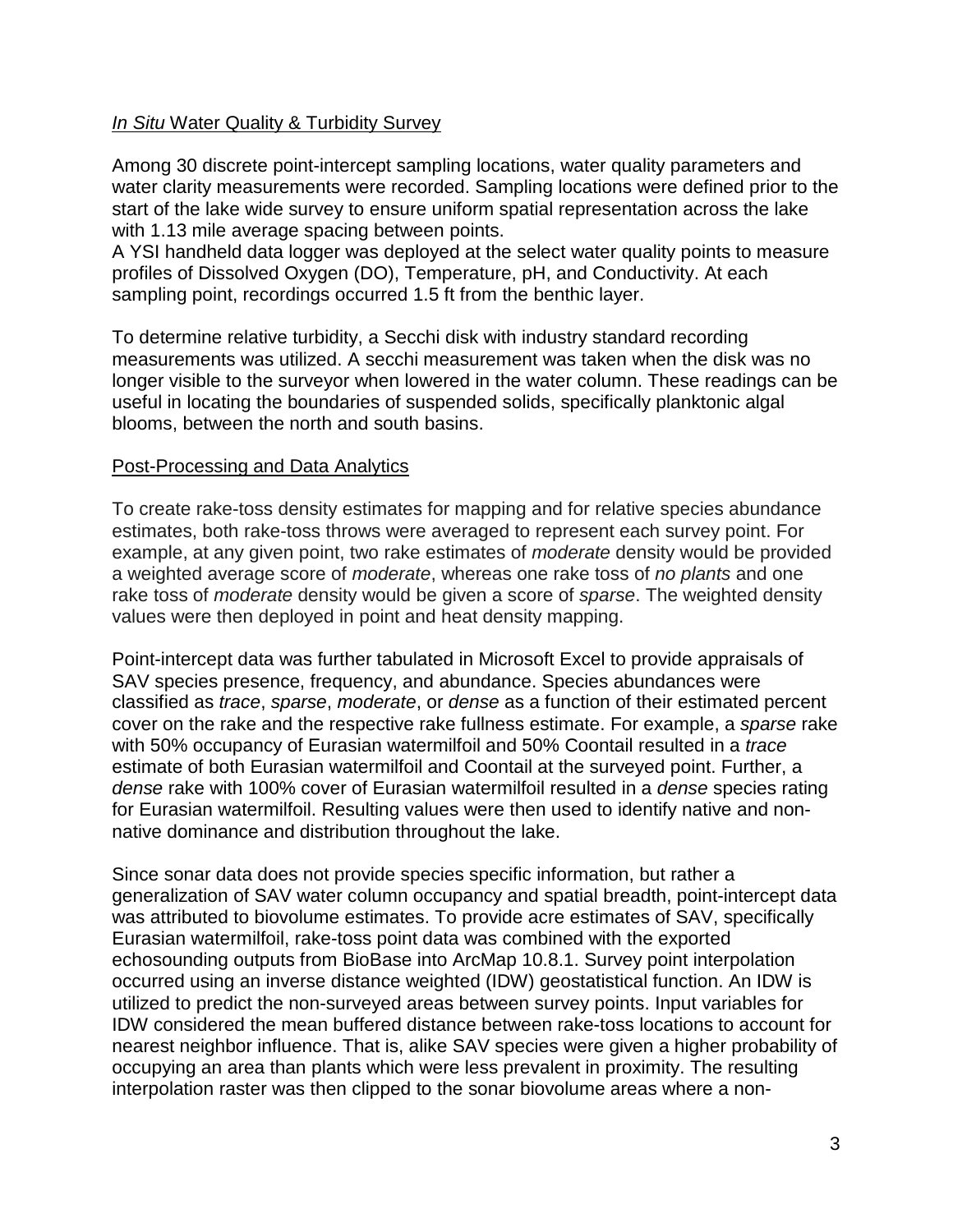*In Situ* Water Quality & Turbidity Survey

Among 30 discrete point-intercept sampling locations, water quality parameters and water clarity measurements were recorded. Sampling locations were defined prior to the start of the lake wide survey to ensure uniform spatial representation across the lake with 1.13 mile average spacing between points.
A YSI handheld data logger was deployed at the select water quality points to measure profiles of Dissolved Oxygen (DO), Temperature, pH, and Conductivity. At each sampling point, recordings occurred 1.5 ft from the benthic layer.

To determine relative turbidity, a Secchi disk with industry standard recording measurements was utilized. A secchi measurement was taken when the disk was no longer visible to the surveyor when lowered in the water column. These readings can be useful in locating the boundaries of suspended solids, specifically planktonic algal blooms, between the north and south basins.

Post-Processing and Data Analytics

To create rake-toss density estimates for mapping and for relative species abundance estimates, both rake-toss throws were averaged to represent each survey point. For example, at any given point, two rake estimates of *moderate* density would be provided a weighted average score of *moderate*, whereas one rake toss of *no plants* and one rake toss of *moderate* density would be given a score of *sparse*. The weighted density values were then deployed in point and heat density mapping.

Point-intercept data was further tabulated in Microsoft Excel to provide appraisals of SAV species presence, frequency, and abundance. Species abundances were classified as *trace*, *sparse*, *moderate*, or *dense* as a function of their estimated percent cover on the rake and the respective rake fullness estimate. For example, a *sparse* rake with 50% occupancy of Eurasian watermilfoil and 50% Coontail resulted in a *trace* estimate of both Eurasian watermilfoil and Coontail at the surveyed point. Further, a *dense* rake with 100% cover of Eurasian watermilfoil resulted in a *dense* species rating for Eurasian watermilfoil. Resulting values were then used to identify native and non-native dominance and distribution throughout the lake.

Since sonar data does not provide species specific information, but rather a generalization of SAV water column occupancy and spatial breadth, point-intercept data was attributed to biovolume estimates. To provide acre estimates of SAV, specifically Eurasian watermilfoil, rake-toss point data was combined with the exported echosounding outputs from BioBase into ArcMap 10.8.1. Survey point interpolation occurred using an inverse distance weighted (IDW) geostatistical function. An IDW is utilized to predict the non-surveyed areas between survey points. Input variables for IDW considered the mean buffered distance between rake-toss locations to account for nearest neighbor influence. That is, alike SAV species were given a higher probability of occupying an area than plants which were less prevalent in proximity. The resulting interpolation raster was then clipped to the sonar biovolume areas where a non-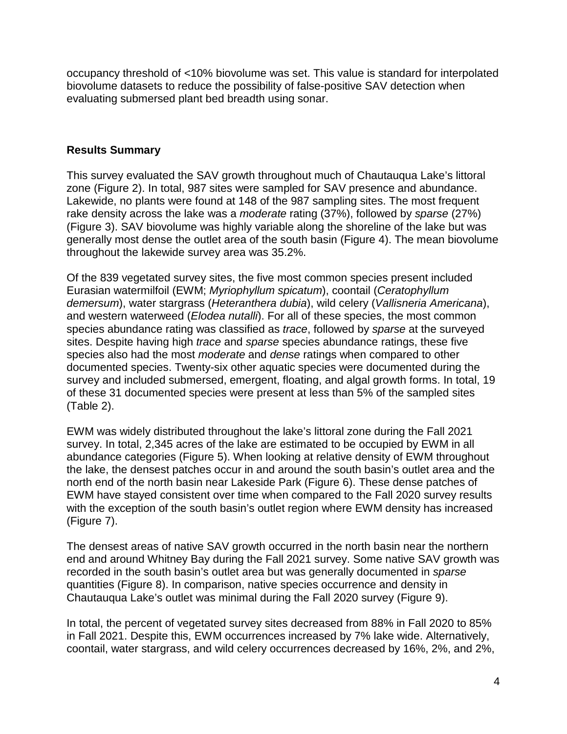occupancy threshold of <10% biovolume was set. This value is standard for interpolated biovolume datasets to reduce the possibility of false-positive SAV detection when evaluating submersed plant bed breadth using sonar.

## Results Summary

This survey evaluated the SAV growth throughout much of Chautauqua Lake's littoral zone (Figure 2). In total, 987 sites were sampled for SAV presence and abundance. Lakewide, no plants were found at 148 of the 987 sampling sites. The most frequent rake density across the lake was a *moderate* rating (37%), followed by *sparse* (27%) (Figure 3). SAV biovolume was highly variable along the shoreline of the lake but was generally most dense the outlet area of the south basin (Figure 4). The mean biovolume throughout the lakewide survey area was 35.2%.

Of the 839 vegetated survey sites, the five most common species present included Eurasian watermilfoil (EWM; *Myriophyllum spicatum*), coontail (*Ceratophyllum demersum*), water stargrass (*Heteranthera dubia*), wild celery (*Vallisneria Americana*), and western waterweed (*Elodea nutalli*). For all of these species, the most common species abundance rating was classified as *trace*, followed by *sparse* at the surveyed sites. Despite having high *trace* and *sparse* species abundance ratings, these five species also had the most *moderate* and *dense* ratings when compared to other documented species. Twenty-six other aquatic species were documented during the survey and included submersed, emergent, floating, and algal growth forms. In total, 19 of these 31 documented species were present at less than 5% of the sampled sites (Table 2).

EWM was widely distributed throughout the lake's littoral zone during the Fall 2021 survey. In total, 2,345 acres of the lake are estimated to be occupied by EWM in all abundance categories (Figure 5). When looking at relative density of EWM throughout the lake, the densest patches occur in and around the south basin's outlet area and the north end of the north basin near Lakeside Park (Figure 6). These dense patches of EWM have stayed consistent over time when compared to the Fall 2020 survey results with the exception of the south basin's outlet region where EWM density has increased (Figure 7).

The densest areas of native SAV growth occurred in the north basin near the northern end and around Whitney Bay during the Fall 2021 survey. Some native SAV growth was recorded in the south basin's outlet area but was generally documented in *sparse* quantities (Figure 8). In comparison, native species occurrence and density in Chautauqua Lake's outlet was minimal during the Fall 2020 survey (Figure 9).

In total, the percent of vegetated survey sites decreased from 88% in Fall 2020 to 85% in Fall 2021. Despite this, EWM occurrences increased by 7% lake wide. Alternatively, coontail, water stargrass, and wild celery occurrences decreased by 16%, 2%, and 2%,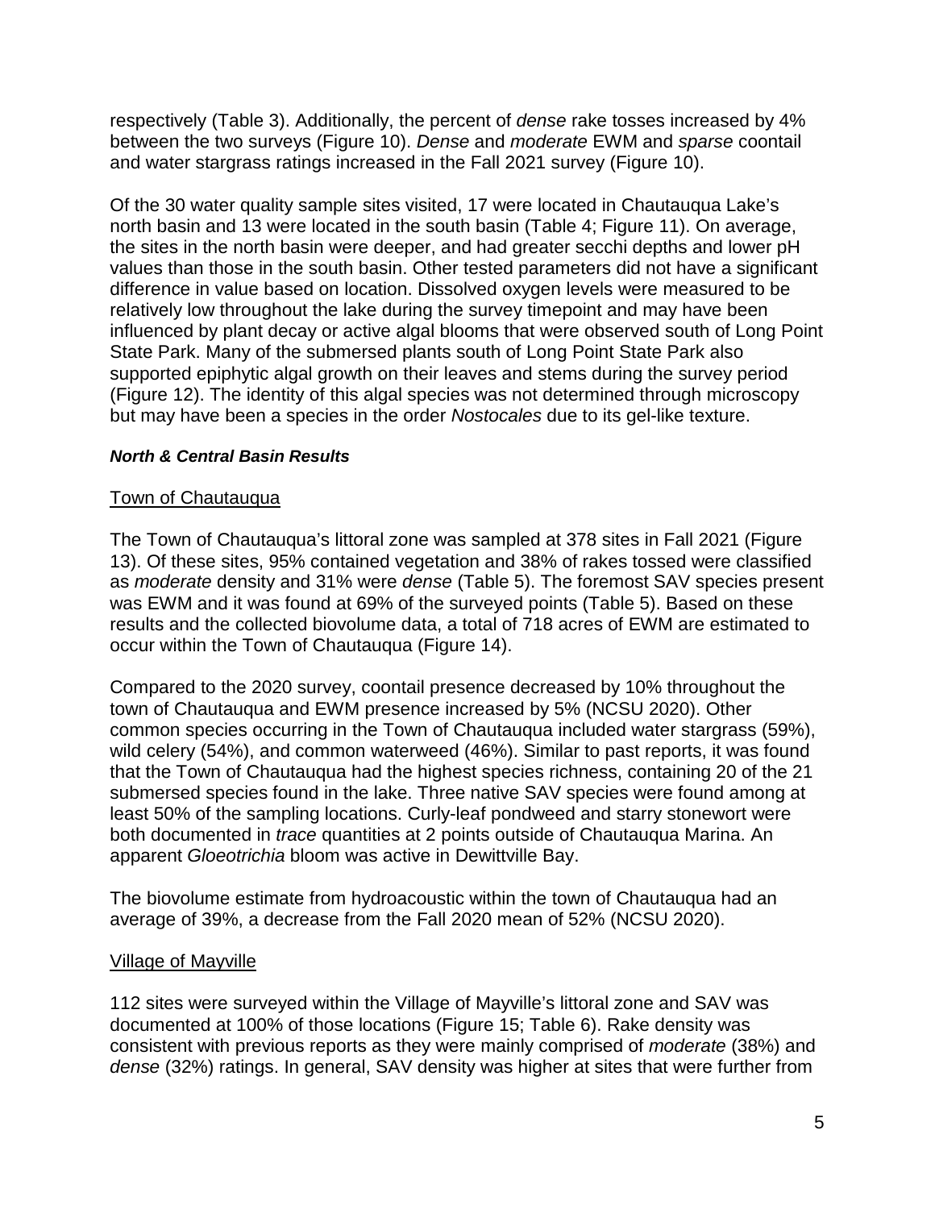respectively (Table 3). Additionally, the percent of *dense* rake tosses increased by 4% between the two surveys (Figure 10). *Dense* and *moderate* EWM and *sparse* coontail and water stargrass ratings increased in the Fall 2021 survey (Figure 10).

Of the 30 water quality sample sites visited, 17 were located in Chautauqua Lake's north basin and 13 were located in the south basin (Table 4; Figure 11). On average, the sites in the north basin were deeper, and had greater secchi depths and lower pH values than those in the south basin. Other tested parameters did not have a significant difference in value based on location. Dissolved oxygen levels were measured to be relatively low throughout the lake during the survey timepoint and may have been influenced by plant decay or active algal blooms that were observed south of Long Point State Park. Many of the submersed plants south of Long Point State Park also supported epiphytic algal growth on their leaves and stems during the survey period (Figure 12). The identity of this algal species was not determined through microscopy but may have been a species in the order *Nostocales* due to its gel-like texture.

### ***North & Central Basin Results***

#### Town of Chautauqua

The Town of Chautauqua's littoral zone was sampled at 378 sites in Fall 2021 (Figure 13). Of these sites, 95% contained vegetation and 38% of rakes tossed were classified as *moderate* density and 31% were *dense* (Table 5). The foremost SAV species present was EWM and it was found at 69% of the surveyed points (Table 5). Based on these results and the collected biovolume data, a total of 718 acres of EWM are estimated to occur within the Town of Chautauqua (Figure 14).

Compared to the 2020 survey, coontail presence decreased by 10% throughout the town of Chautauqua and EWM presence increased by 5% (NCSU 2020). Other common species occurring in the Town of Chautauqua included water stargrass (59%), wild celery (54%), and common waterweed (46%). Similar to past reports, it was found that the Town of Chautauqua had the highest species richness, containing 20 of the 21 submersed species found in the lake. Three native SAV species were found among at least 50% of the sampling locations. Curly-leaf pondweed and starry stonewort were both documented in *trace* quantities at 2 points outside of Chautauqua Marina. An apparent *Gloeotrichia* bloom was active in Dewittville Bay.

The biovolume estimate from hydroacoustic within the town of Chautauqua had an average of 39%, a decrease from the Fall 2020 mean of 52% (NCSU 2020).

#### Village of Mayville

112 sites were surveyed within the Village of Mayville's littoral zone and SAV was documented at 100% of those locations (Figure 15; Table 6). Rake density was consistent with previous reports as they were mainly comprised of *moderate* (38%) and *dense* (32%) ratings. In general, SAV density was higher at sites that were further from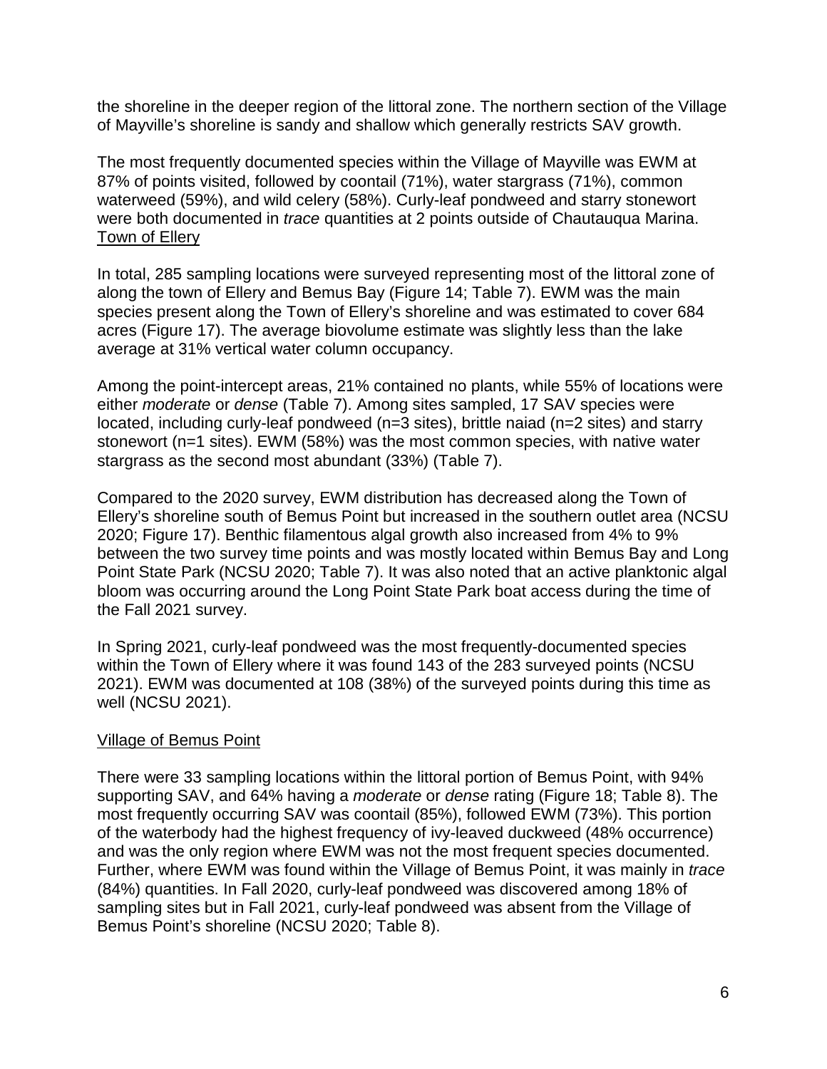the shoreline in the deeper region of the littoral zone. The northern section of the Village of Mayville's shoreline is sandy and shallow which generally restricts SAV growth.

The most frequently documented species within the Village of Mayville was EWM at 87% of points visited, followed by coontail (71%), water stargrass (71%), common waterweed (59%), and wild celery (58%). Curly-leaf pondweed and starry stonewort were both documented in *trace* quantities at 2 points outside of Chautauqua Marina.

### Town of Ellery

In total, 285 sampling locations were surveyed representing most of the littoral zone of along the town of Ellery and Bemus Bay (Figure 14; Table 7). EWM was the main species present along the Town of Ellery's shoreline and was estimated to cover 684 acres (Figure 17). The average biovolume estimate was slightly less than the lake average at 31% vertical water column occupancy.

Among the point-intercept areas, 21% contained no plants, while 55% of locations were either *moderate* or *dense* (Table 7). Among sites sampled, 17 SAV species were located, including curly-leaf pondweed (n=3 sites), brittle naiad (n=2 sites) and starry stonewort (n=1 sites). EWM (58%) was the most common species, with native water stargrass as the second most abundant (33%) (Table 7).

Compared to the 2020 survey, EWM distribution has decreased along the Town of Ellery's shoreline south of Bemus Point but increased in the southern outlet area (NCSU 2020; Figure 17). Benthic filamentous algal growth also increased from 4% to 9% between the two survey time points and was mostly located within Bemus Bay and Long Point State Park (NCSU 2020; Table 7). It was also noted that an active planktonic algal bloom was occurring around the Long Point State Park boat access during the time of the Fall 2021 survey.

In Spring 2021, curly-leaf pondweed was the most frequently-documented species within the Town of Ellery where it was found 143 of the 283 surveyed points (NCSU 2021). EWM was documented at 108 (38%) of the surveyed points during this time as well (NCSU 2021).

### Village of Bemus Point

There were 33 sampling locations within the littoral portion of Bemus Point, with 94% supporting SAV, and 64% having a *moderate* or *dense* rating (Figure 18; Table 8). The most frequently occurring SAV was coontail (85%), followed EWM (73%). This portion of the waterbody had the highest frequency of ivy-leaved duckweed (48% occurrence) and was the only region where EWM was not the most frequent species documented. Further, where EWM was found within the Village of Bemus Point, it was mainly in *trace* (84%) quantities. In Fall 2020, curly-leaf pondweed was discovered among 18% of sampling sites but in Fall 2021, curly-leaf pondweed was absent from the Village of Bemus Point's shoreline (NCSU 2020; Table 8).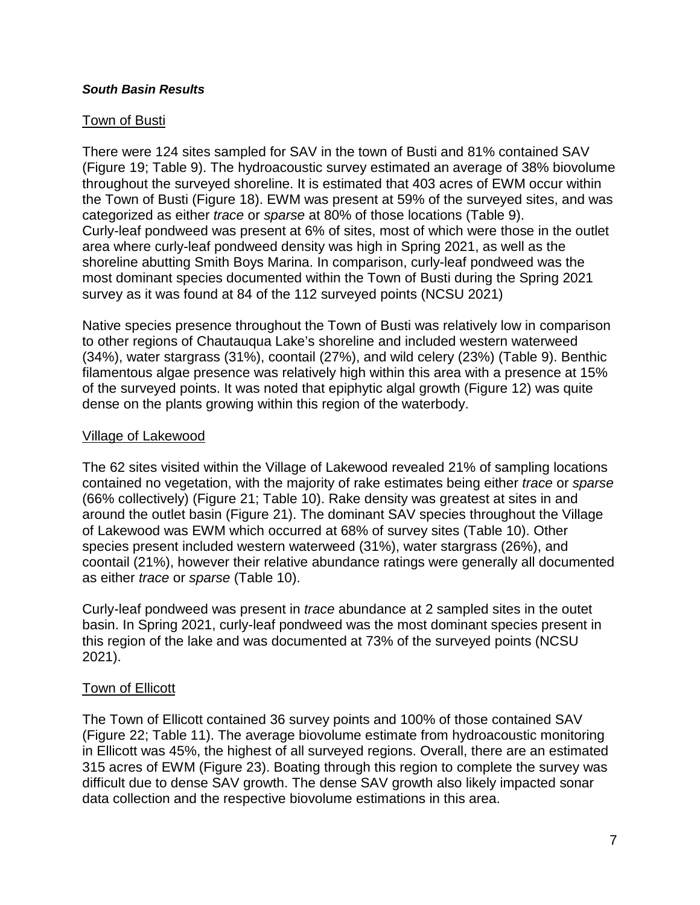***South Basin Results***

Town of Busti

There were 124 sites sampled for SAV in the town of Busti and 81% contained SAV (Figure 19; Table 9). The hydroacoustic survey estimated an average of 38% biovolume throughout the surveyed shoreline. It is estimated that 403 acres of EWM occur within the Town of Busti (Figure 18). EWM was present at 59% of the surveyed sites, and was categorized as either *trace* or *sparse* at 80% of those locations (Table 9). Curly-leaf pondweed was present at 6% of sites, most of which were those in the outlet area where curly-leaf pondweed density was high in Spring 2021, as well as the shoreline abutting Smith Boys Marina. In comparison, curly-leaf pondweed was the most dominant species documented within the Town of Busti during the Spring 2021 survey as it was found at 84 of the 112 surveyed points (NCSU 2021)

Native species presence throughout the Town of Busti was relatively low in comparison to other regions of Chautauqua Lake's shoreline and included western waterweed (34%), water stargrass (31%), coontail (27%), and wild celery (23%) (Table 9). Benthic filamentous algae presence was relatively high within this area with a presence at 15% of the surveyed points. It was noted that epiphytic algal growth (Figure 12) was quite dense on the plants growing within this region of the waterbody.

Village of Lakewood

The 62 sites visited within the Village of Lakewood revealed 21% of sampling locations contained no vegetation, with the majority of rake estimates being either *trace* or *sparse* (66% collectively) (Figure 21; Table 10). Rake density was greatest at sites in and around the outlet basin (Figure 21). The dominant SAV species throughout the Village of Lakewood was EWM which occurred at 68% of survey sites (Table 10). Other species present included western waterweed (31%), water stargrass (26%), and coontail (21%), however their relative abundance ratings were generally all documented as either *trace* or *sparse* (Table 10).

Curly-leaf pondweed was present in *trace* abundance at 2 sampled sites in the outet basin. In Spring 2021, curly-leaf pondweed was the most dominant species present in this region of the lake and was documented at 73% of the surveyed points (NCSU 2021).

Town of Ellicott

The Town of Ellicott contained 36 survey points and 100% of those contained SAV (Figure 22; Table 11). The average biovolume estimate from hydroacoustic monitoring in Ellicott was 45%, the highest of all surveyed regions. Overall, there are an estimated 315 acres of EWM (Figure 23). Boating through this region to complete the survey was difficult due to dense SAV growth. The dense SAV growth also likely impacted sonar data collection and the respective biovolume estimations in this area.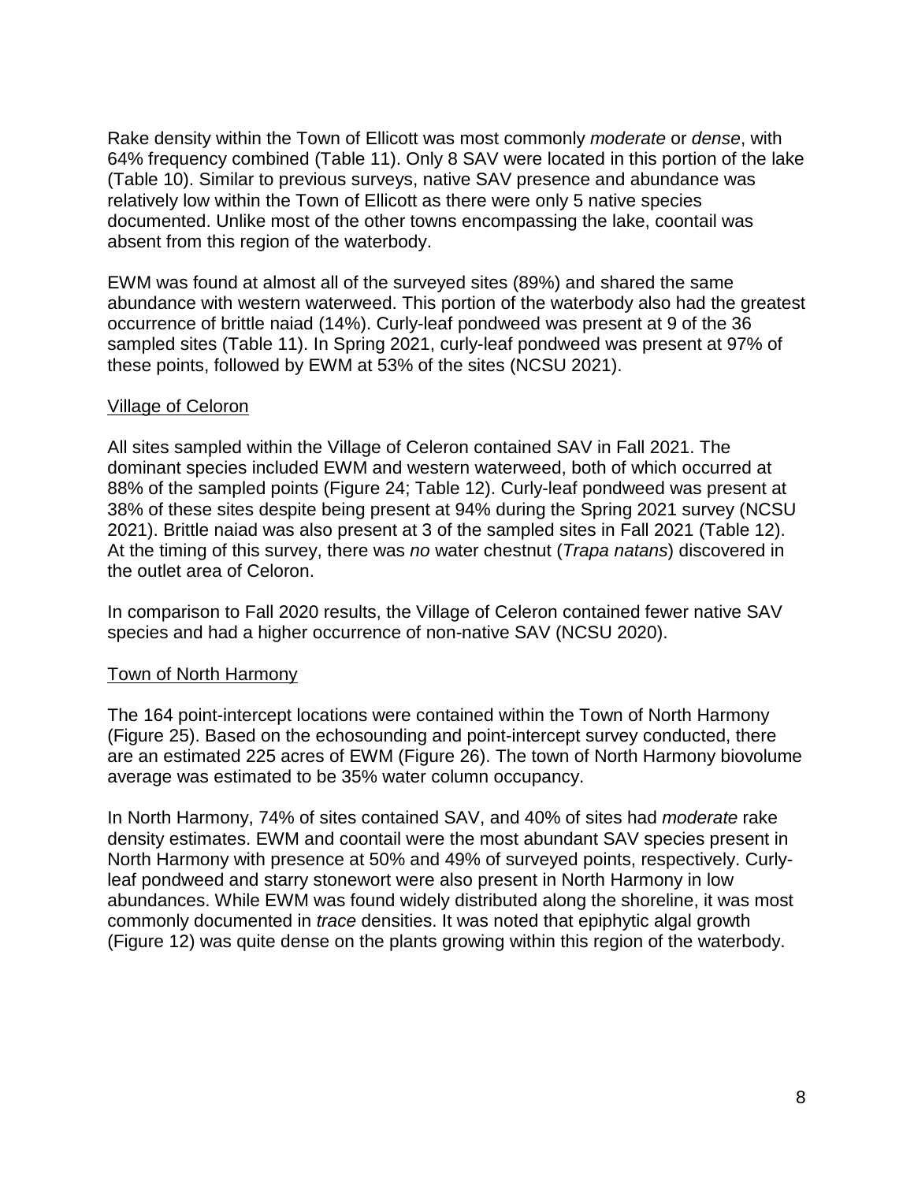Rake density within the Town of Ellicott was most commonly *moderate* or *dense*, with 64% frequency combined (Table 11). Only 8 SAV were located in this portion of the lake (Table 10). Similar to previous surveys, native SAV presence and abundance was relatively low within the Town of Ellicott as there were only 5 native species documented. Unlike most of the other towns encompassing the lake, coontail was absent from this region of the waterbody.

EWM was found at almost all of the surveyed sites (89%) and shared the same abundance with western waterweed. This portion of the waterbody also had the greatest occurrence of brittle naiad (14%). Curly-leaf pondweed was present at 9 of the 36 sampled sites (Table 11). In Spring 2021, curly-leaf pondweed was present at 97% of these points, followed by EWM at 53% of the sites (NCSU 2021).

### Village of Celoron

All sites sampled within the Village of Celoron contained SAV in Fall 2021. The dominant species included EWM and western waterweed, both of which occurred at 88% of the sampled points (Figure 24; Table 12). Curly-leaf pondweed was present at 38% of these sites despite being present at 94% during the Spring 2021 survey (NCSU 2021). Brittle naiad was also present at 3 of the sampled sites in Fall 2021 (Table 12). At the timing of this survey, there was *no* water chestnut (*Trapa natans*) discovered in the outlet area of Celoron.

In comparison to Fall 2020 results, the Village of Celoron contained fewer native SAV species and had a higher occurrence of non-native SAV (NCSU 2020).

### Town of North Harmony

The 164 point-intercept locations were contained within the Town of North Harmony (Figure 25). Based on the echosounding and point-intercept survey conducted, there are an estimated 225 acres of EWM (Figure 26). The town of North Harmony biovolume average was estimated to be 35% water column occupancy.

In North Harmony, 74% of sites contained SAV, and 40% of sites had *moderate* rake density estimates. EWM and coontail were the most abundant SAV species present in North Harmony with presence at 50% and 49% of surveyed points, respectively. Curly-leaf pondweed and starry stonewort were also present in North Harmony in low abundances. While EWM was found widely distributed along the shoreline, it was most commonly documented in *trace* densities. It was noted that epiphytic algal growth (Figure 12) was quite dense on the plants growing within this region of the waterbody.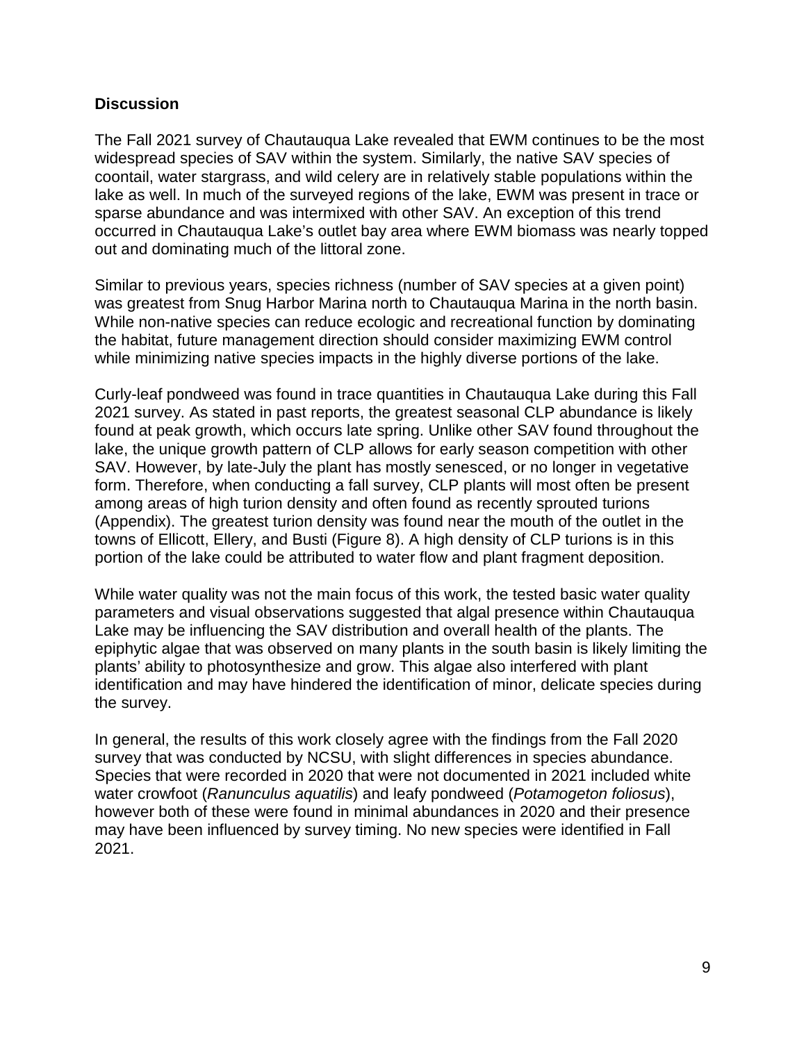## Discussion

The Fall 2021 survey of Chautauqua Lake revealed that EWM continues to be the most widespread species of SAV within the system. Similarly, the native SAV species of coontail, water stargrass, and wild celery are in relatively stable populations within the lake as well. In much of the surveyed regions of the lake, EWM was present in trace or sparse abundance and was intermixed with other SAV. An exception of this trend occurred in Chautauqua Lake's outlet bay area where EWM biomass was nearly topped out and dominating much of the littoral zone.

Similar to previous years, species richness (number of SAV species at a given point) was greatest from Snug Harbor Marina north to Chautauqua Marina in the north basin. While non-native species can reduce ecologic and recreational function by dominating the habitat, future management direction should consider maximizing EWM control while minimizing native species impacts in the highly diverse portions of the lake.

Curly-leaf pondweed was found in trace quantities in Chautauqua Lake during this Fall 2021 survey. As stated in past reports, the greatest seasonal CLP abundance is likely found at peak growth, which occurs late spring. Unlike other SAV found throughout the lake, the unique growth pattern of CLP allows for early season competition with other SAV. However, by late-July the plant has mostly senesced, or no longer in vegetative form. Therefore, when conducting a fall survey, CLP plants will most often be present among areas of high turion density and often found as recently sprouted turions (Appendix). The greatest turion density was found near the mouth of the outlet in the towns of Ellicott, Ellery, and Busti (Figure 8). A high density of CLP turions is in this portion of the lake could be attributed to water flow and plant fragment deposition.

While water quality was not the main focus of this work, the tested basic water quality parameters and visual observations suggested that algal presence within Chautauqua Lake may be influencing the SAV distribution and overall health of the plants. The epiphytic algae that was observed on many plants in the south basin is likely limiting the plants' ability to photosynthesize and grow. This algae also interfered with plant identification and may have hindered the identification of minor, delicate species during the survey.

In general, the results of this work closely agree with the findings from the Fall 2020 survey that was conducted by NCSU, with slight differences in species abundance. Species that were recorded in 2020 that were not documented in 2021 included white water crowfoot (*Ranunculus aquatilis*) and leafy pondweed (*Potamogeton foliosus*), however both of these were found in minimal abundances in 2020 and their presence may have been influenced by survey timing. No new species were identified in Fall 2021.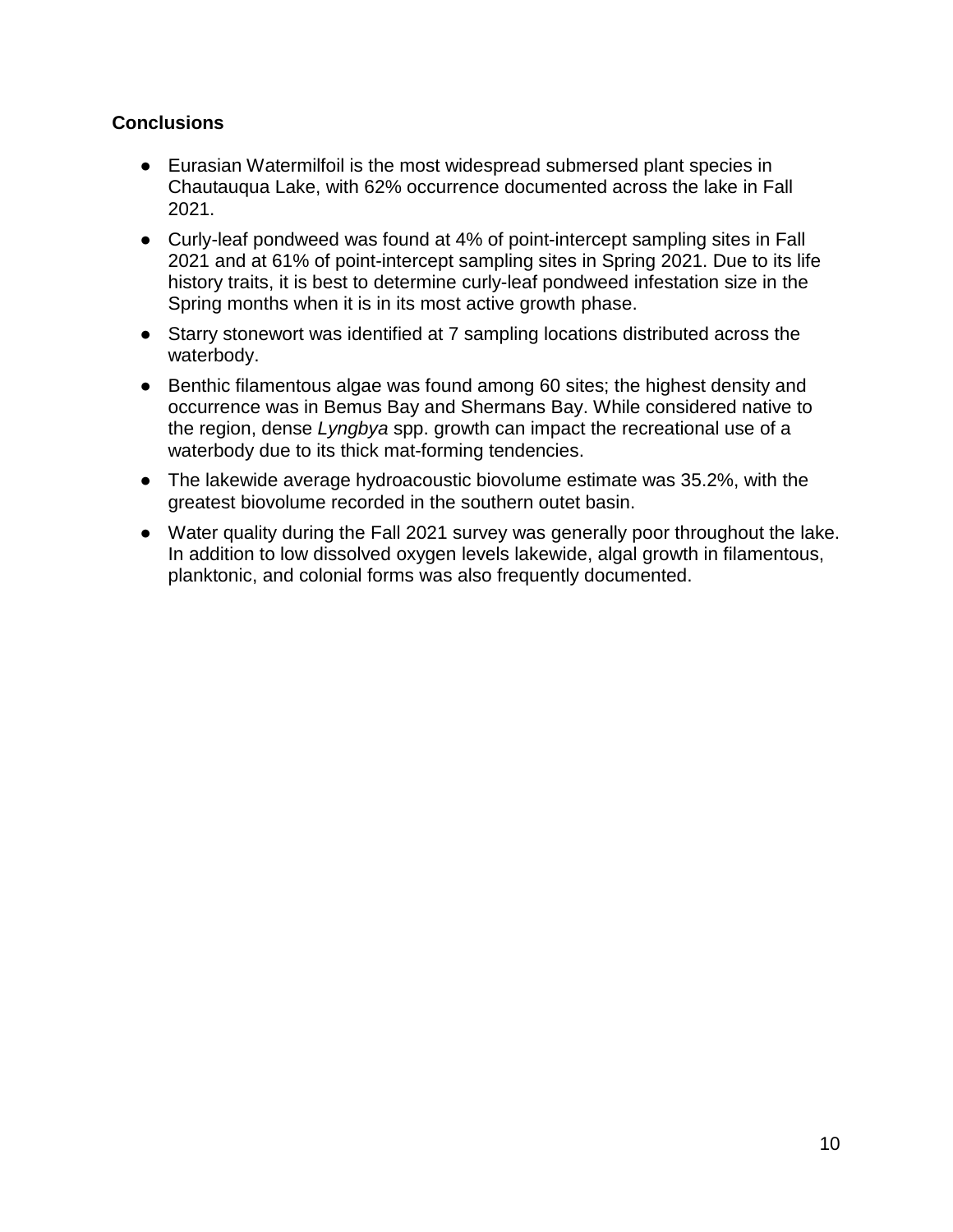## Conclusions

- Eurasian Watermilfoil is the most widespread submersed plant species in Chautauqua Lake, with 62% occurrence documented across the lake in Fall 2021.
- Curly-leaf pondweed was found at 4% of point-intercept sampling sites in Fall 2021 and at 61% of point-intercept sampling sites in Spring 2021. Due to its life history traits, it is best to determine curly-leaf pondweed infestation size in the Spring months when it is in its most active growth phase.
- Starry stonewort was identified at 7 sampling locations distributed across the waterbody.
- Benthic filamentous algae was found among 60 sites; the highest density and occurrence was in Bemus Bay and Shermans Bay. While considered native to the region, dense *Lyngbya* spp. growth can impact the recreational use of a waterbody due to its thick mat-forming tendencies.
- The lakewide average hydroacoustic biovolume estimate was 35.2%, with the greatest biovolume recorded in the southern outet basin.
- Water quality during the Fall 2021 survey was generally poor throughout the lake. In addition to low dissolved oxygen levels lakewide, algal growth in filamentous, planktonic, and colonial forms was also frequently documented.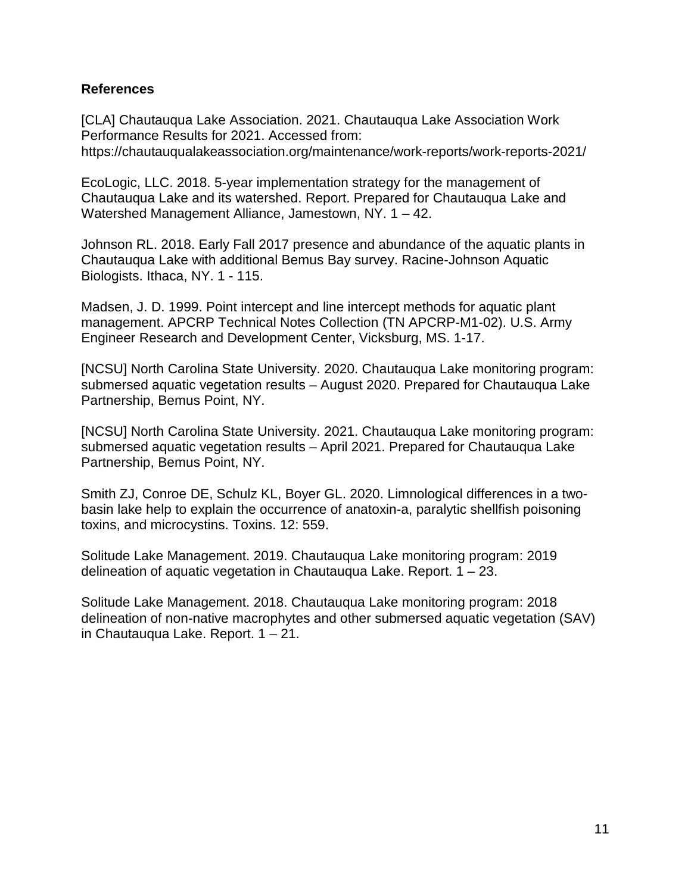**References**

[CLA] Chautauqua Lake Association. 2021. Chautauqua Lake Association Work Performance Results for 2021. Accessed from: https://chautauqualakeassociation.org/maintenance/work-reports/work-reports-2021/

EcoLogic, LLC. 2018. 5-year implementation strategy for the management of Chautauqua Lake and its watershed. Report. Prepared for Chautauqua Lake and Watershed Management Alliance, Jamestown, NY. 1 – 42.

Johnson RL. 2018. Early Fall 2017 presence and abundance of the aquatic plants in Chautauqua Lake with additional Bemus Bay survey. Racine-Johnson Aquatic Biologists. Ithaca, NY. 1 - 115.

Madsen, J. D. 1999. Point intercept and line intercept methods for aquatic plant management. APCRP Technical Notes Collection (TN APCRP-M1-02). U.S. Army Engineer Research and Development Center, Vicksburg, MS. 1-17.

[NCSU] North Carolina State University. 2020. Chautauqua Lake monitoring program: submersed aquatic vegetation results – August 2020. Prepared for Chautauqua Lake Partnership, Bemus Point, NY.

[NCSU] North Carolina State University. 2021. Chautauqua Lake monitoring program: submersed aquatic vegetation results – April 2021. Prepared for Chautauqua Lake Partnership, Bemus Point, NY.

Smith ZJ, Conroe DE, Schulz KL, Boyer GL. 2020. Limnological differences in a two-basin lake help to explain the occurrence of anatoxin-a, paralytic shellfish poisoning toxins, and microcystins. Toxins. 12: 559.

Solitude Lake Management. 2019. Chautauqua Lake monitoring program: 2019 delineation of aquatic vegetation in Chautauqua Lake. Report. 1 – 23.

Solitude Lake Management. 2018. Chautauqua Lake monitoring program: 2018 delineation of non-native macrophytes and other submersed aquatic vegetation (SAV) in Chautauqua Lake. Report. 1 – 21.